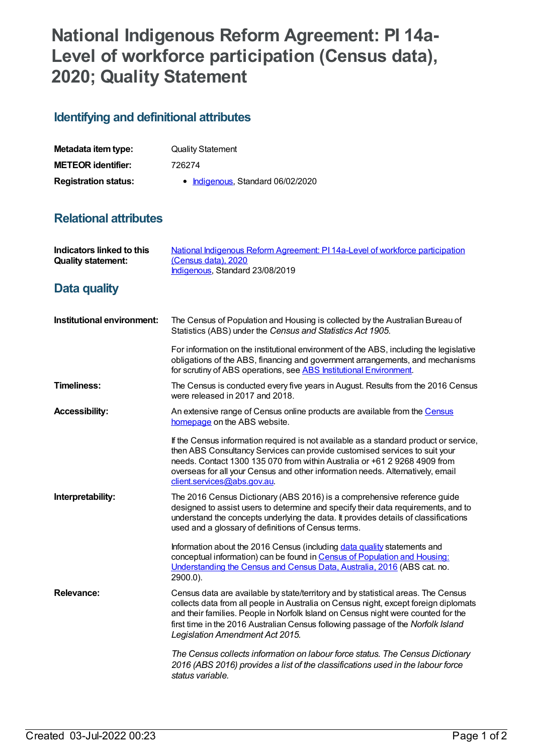# National Indigenous Reform Agreement: PI 14a-Level of workforce participation (Census data), 2020; Quality Statement

## Identifying and definitional attributes

| | |
|---|---|
| **Metadata item type:** | Quality Statement |
| **METEOR identifier:** | 726274 |
| **Registration status:** | • Indigenous, Standard 06/02/2020 |

## Relational attributes

| | |
|---|---|
| **Indicators linked to this Quality statement:** | National Indigenous Reform Agreement: PI 14a-Level of workforce participation (Census data), 2020<br>Indigenous, Standard 23/08/2019 |

## Data quality

**Institutional environment:**

The Census of Population and Housing is collected by the Australian Bureau of Statistics (ABS) under the *Census and Statistics Act 1905*.

For information on the institutional environment of the ABS, including the legislative obligations of the ABS, financing and government arrangements, and mechanisms for scrutiny of ABS operations, see ABS Institutional Environment.

**Timeliness:**

The Census is conducted every five years in August. Results from the 2016 Census were released in 2017 and 2018.

**Accessibility:**

An extensive range of Census online products are available from the Census homepage on the ABS website.

If the Census information required is not available as a standard product or service, then ABS Consultancy Services can provide customised services to suit your needs. Contact 1300 135 070 from within Australia or +61 2 9268 4909 from overseas for all your Census and other information needs. Alternatively, email client.services@abs.gov.au.

**Interpretability:**

The 2016 Census Dictionary (ABS 2016) is a comprehensive reference guide designed to assist users to determine and specify their data requirements, and to understand the concepts underlying the data. It provides details of classifications used and a glossary of definitions of Census terms.

Information about the 2016 Census (including data quality statements and conceptual information) can be found in Census of Population and Housing: Understanding the Census and Census Data, Australia, 2016 (ABS cat. no. 2900.0).

**Relevance:**

Census data are available by state/territory and by statistical areas. The Census collects data from all people in Australia on Census night, except foreign diplomats and their families. People in Norfolk Island on Census night were counted for the first time in the 2016 Australian Census following passage of the *Norfolk Island Legislation Amendment Act 2015*.

*The Census collects information on labour force status. The Census Dictionary 2016 (ABS 2016) provides a list of the classifications used in the labour force status variable.*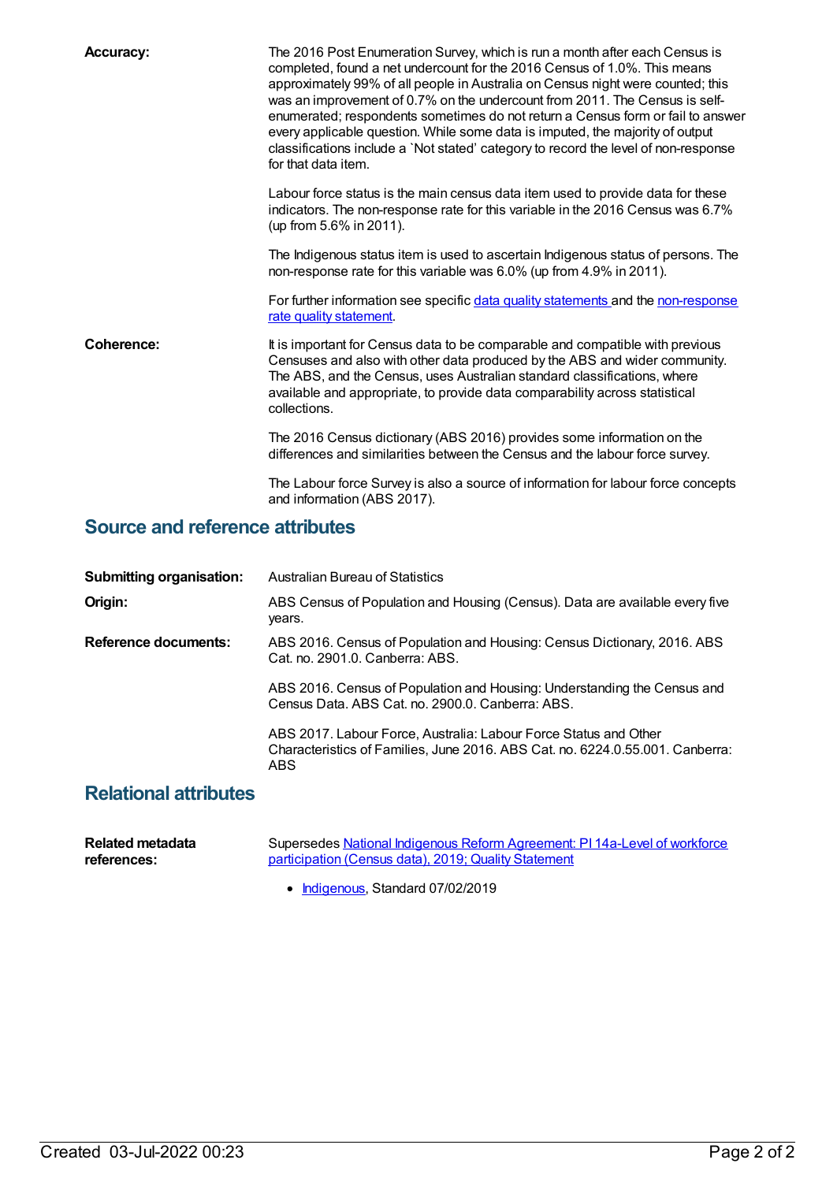**Accuracy:** The 2016 Post Enumeration Survey, which is run a month after each Census is completed, found a net undercount for the 2016 Census of 1.0%. This means approximately 99% of all people in Australia on Census night were counted; this was an improvement of 0.7% on the undercount from 2011. The Census is self-enumerated; respondents sometimes do not return a Census form or fail to answer every applicable question. While some data is imputed, the majority of output classifications include a `Not stated' category to record the level of non-response for that data item.

Labour force status is the main census data item used to provide data for these indicators. The non-response rate for this variable in the 2016 Census was 6.7% (up from 5.6% in 2011).

The Indigenous status item is used to ascertain Indigenous status of persons. The non-response rate for this variable was 6.0% (up from 4.9% in 2011).

For further information see specific [data quality statements](#) and the [non-response rate quality statement](#).

**Coherence:** It is important for Census data to be comparable and compatible with previous Censuses and also with other data produced by the ABS and wider community. The ABS, and the Census, uses Australian standard classifications, where available and appropriate, to provide data comparability across statistical collections.

The 2016 Census dictionary (ABS 2016) provides some information on the differences and similarities between the Census and the labour force survey.

The Labour force Survey is also a source of information for labour force concepts and information (ABS 2017).

## Source and reference attributes

**Submitting organisation:** Australian Bureau of Statistics

**Origin:** ABS Census of Population and Housing (Census). Data are available every five years.

**Reference documents:** ABS 2016. Census of Population and Housing: Census Dictionary, 2016. ABS Cat. no. 2901.0. Canberra: ABS.

ABS 2016. Census of Population and Housing: Understanding the Census and Census Data. ABS Cat. no. 2900.0. Canberra: ABS.

ABS 2017. Labour Force, Australia: Labour Force Status and Other Characteristics of Families, June 2016. ABS Cat. no. 6224.0.55.001. Canberra: ABS

## Relational attributes

**Related metadata references:** Supersedes [National Indigenous Reform Agreement: PI 14a-Level of workforce participation (Census data), 2019; Quality Statement](#)

- [Indigenous](#), Standard 07/02/2019